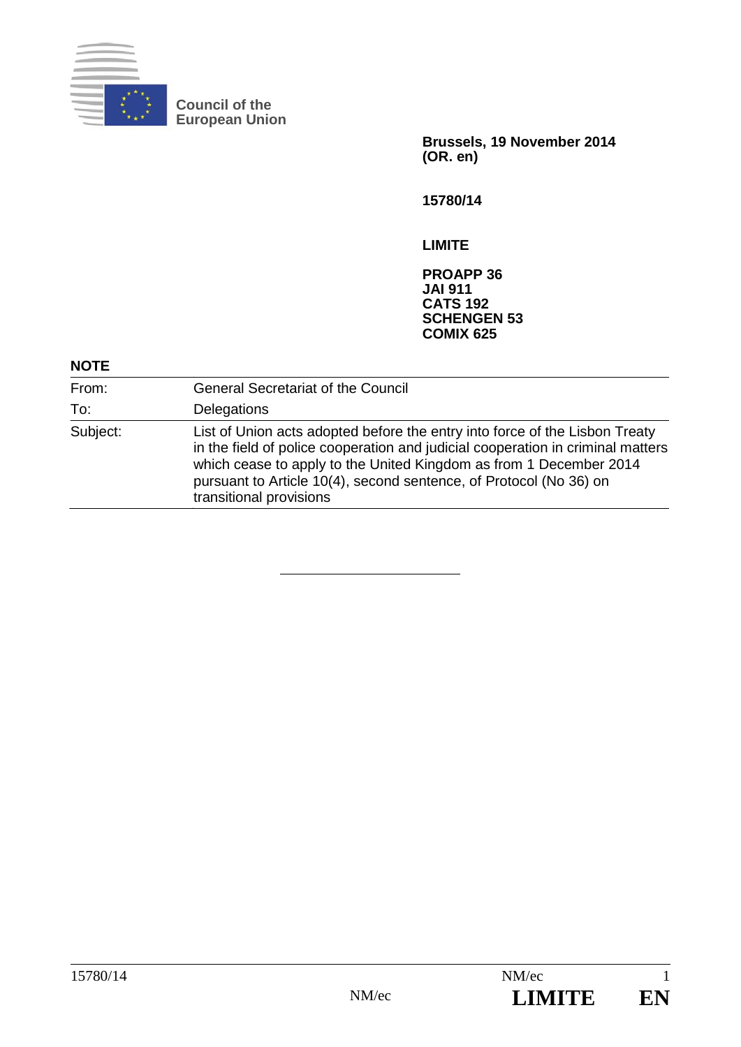**Council of the European Union**

**Brussels, 19 November 2014**
**(OR. en)**

**15780/14**

**LIMITE**

**PROAPP 36**
**JAI 911**
**CATS 192**
**SCHENGEN 53**
**COMIX 625**

**NOTE**

| | |
|---|---|
| From: | General Secretariat of the Council |
| To: | Delegations |
| Subject: | List of Union acts adopted before the entry into force of the Lisbon Treaty in the field of police cooperation and judicial cooperation in criminal matters which cease to apply to the United Kingdom as from 1 December 2014 pursuant to Article 10(4), second sentence, of Protocol (No 36) on transitional provisions |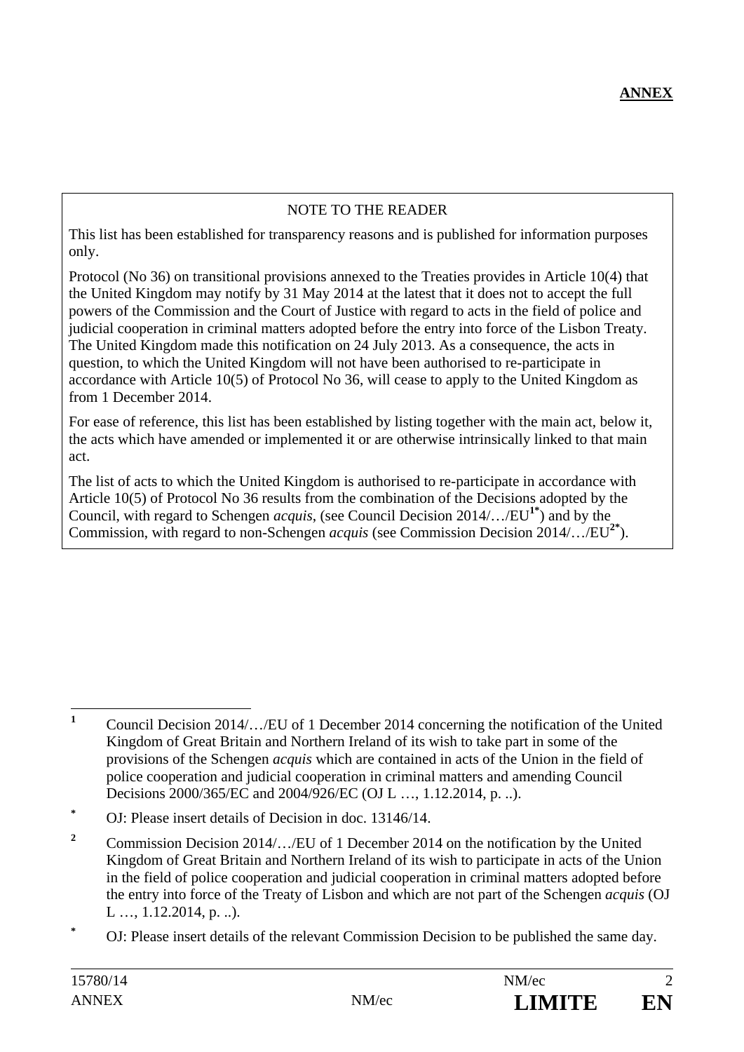**ANNEX**

NOTE TO THE READER

This list has been established for transparency reasons and is published for information purposes only.

Protocol (No 36) on transitional provisions annexed to the Treaties provides in Article 10(4) that the United Kingdom may notify by 31 May 2014 at the latest that it does not to accept the full powers of the Commission and the Court of Justice with regard to acts in the field of police and judicial cooperation in criminal matters adopted before the entry into force of the Lisbon Treaty. The United Kingdom made this notification on 24 July 2013. As a consequence, the acts in question, to which the United Kingdom will not have been authorised to re-participate in accordance with Article 10(5) of Protocol No 36, will cease to apply to the United Kingdom as from 1 December 2014.

For ease of reference, this list has been established by listing together with the main act, below it, the acts which have amended or implemented it or are otherwise intrinsically linked to that main act.

The list of acts to which the United Kingdom is authorised to re-participate in accordance with Article 10(5) of Protocol No 36 results from the combination of the Decisions adopted by the Council, with regard to Schengen *acquis*, (see Council Decision 2014/…/EU[1*]) and by the Commission, with regard to non-Schengen *acquis* (see Commission Decision 2014/…/EU[2*]).

---

[1] Council Decision 2014/…/EU of 1 December 2014 concerning the notification of the United Kingdom of Great Britain and Northern Ireland of its wish to take part in some of the provisions of the Schengen *acquis* which are contained in acts of the Union in the field of police cooperation and judicial cooperation in criminal matters and amending Council Decisions 2000/365/EC and 2004/926/EC (OJ L …, 1.12.2014, p. ..).

[*] OJ: Please insert details of Decision in doc. 13146/14.

[2] Commission Decision 2014/…/EU of 1 December 2014 on the notification by the United Kingdom of Great Britain and Northern Ireland of its wish to participate in acts of the Union in the field of police cooperation and judicial cooperation in criminal matters adopted before the entry into force of the Treaty of Lisbon and which are not part of the Schengen *acquis* (OJ L …, 1.12.2014, p. ..).

[*] OJ: Please insert details of the relevant Commission Decision to be published the same day.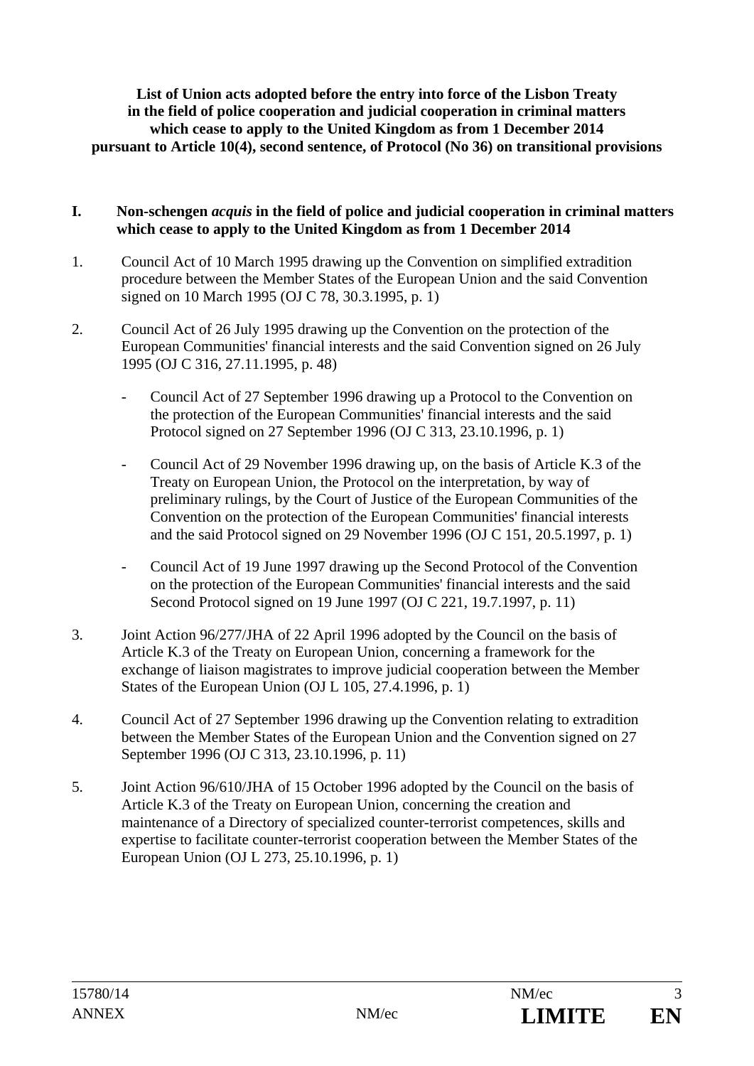**List of Union acts adopted before the entry into force of the Lisbon Treaty in the field of police cooperation and judicial cooperation in criminal matters which cease to apply to the United Kingdom as from 1 December 2014 pursuant to Article 10(4), second sentence, of Protocol (No 36) on transitional provisions**

## I. Non-schengen *acquis* in the field of police and judicial cooperation in criminal matters which cease to apply to the United Kingdom as from 1 December 2014

1. Council Act of 10 March 1995 drawing up the Convention on simplified extradition procedure between the Member States of the European Union and the said Convention signed on 10 March 1995 (OJ C 78, 30.3.1995, p. 1)

2. Council Act of 26 July 1995 drawing up the Convention on the protection of the European Communities' financial interests and the said Convention signed on 26 July 1995 (OJ C 316, 27.11.1995, p. 48)

   - Council Act of 27 September 1996 drawing up a Protocol to the Convention on the protection of the European Communities' financial interests and the said Protocol signed on 27 September 1996 (OJ C 313, 23.10.1996, p. 1)

   - Council Act of 29 November 1996 drawing up, on the basis of Article K.3 of the Treaty on European Union, the Protocol on the interpretation, by way of preliminary rulings, by the Court of Justice of the European Communities of the Convention on the protection of the European Communities' financial interests and the said Protocol signed on 29 November 1996 (OJ C 151, 20.5.1997, p. 1)

   - Council Act of 19 June 1997 drawing up the Second Protocol of the Convention on the protection of the European Communities' financial interests and the said Second Protocol signed on 19 June 1997 (OJ C 221, 19.7.1997, p. 11)

3. Joint Action 96/277/JHA of 22 April 1996 adopted by the Council on the basis of Article K.3 of the Treaty on European Union, concerning a framework for the exchange of liaison magistrates to improve judicial cooperation between the Member States of the European Union (OJ L 105, 27.4.1996, p. 1)

4. Council Act of 27 September 1996 drawing up the Convention relating to extradition between the Member States of the European Union and the Convention signed on 27 September 1996 (OJ C 313, 23.10.1996, p. 11)

5. Joint Action 96/610/JHA of 15 October 1996 adopted by the Council on the basis of Article K.3 of the Treaty on European Union, concerning the creation and maintenance of a Directory of specialized counter-terrorist competences, skills and expertise to facilitate counter-terrorist cooperation between the Member States of the European Union (OJ L 273, 25.10.1996, p. 1)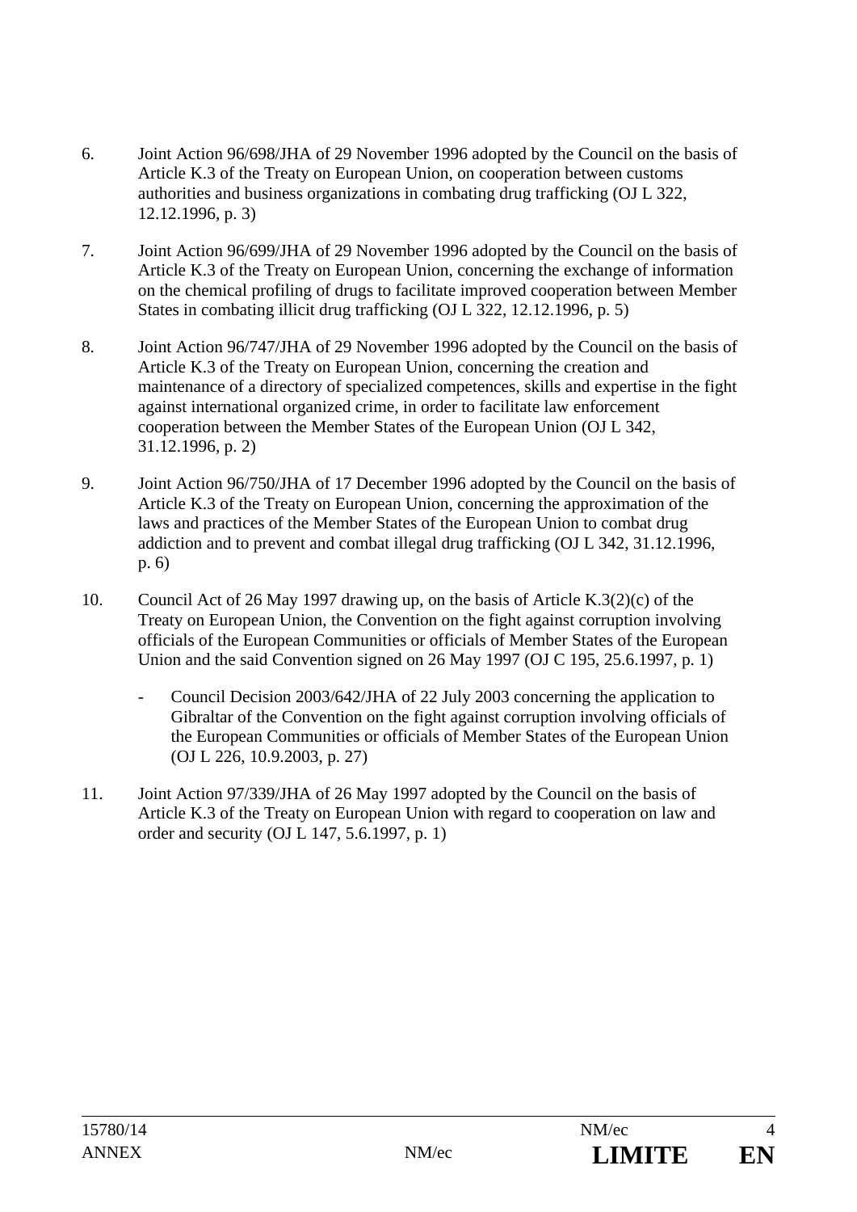6. Joint Action 96/698/JHA of 29 November 1996 adopted by the Council on the basis of Article K.3 of the Treaty on European Union, on cooperation between customs authorities and business organizations in combating drug trafficking (OJ L 322, 12.12.1996, p. 3)

7. Joint Action 96/699/JHA of 29 November 1996 adopted by the Council on the basis of Article K.3 of the Treaty on European Union, concerning the exchange of information on the chemical profiling of drugs to facilitate improved cooperation between Member States in combating illicit drug trafficking (OJ L 322, 12.12.1996, p. 5)

8. Joint Action 96/747/JHA of 29 November 1996 adopted by the Council on the basis of Article K.3 of the Treaty on European Union, concerning the creation and maintenance of a directory of specialized competences, skills and expertise in the fight against international organized crime, in order to facilitate law enforcement cooperation between the Member States of the European Union (OJ L 342, 31.12.1996, p. 2)

9. Joint Action 96/750/JHA of 17 December 1996 adopted by the Council on the basis of Article K.3 of the Treaty on European Union, concerning the approximation of the laws and practices of the Member States of the European Union to combat drug addiction and to prevent and combat illegal drug trafficking (OJ L 342, 31.12.1996, p. 6)

10. Council Act of 26 May 1997 drawing up, on the basis of Article K.3(2)(c) of the Treaty on European Union, the Convention on the fight against corruption involving officials of the European Communities or officials of Member States of the European Union and the said Convention signed on 26 May 1997 (OJ C 195, 25.6.1997, p. 1)

    - Council Decision 2003/642/JHA of 22 July 2003 concerning the application to Gibraltar of the Convention on the fight against corruption involving officials of the European Communities or officials of Member States of the European Union (OJ L 226, 10.9.2003, p. 27)

11. Joint Action 97/339/JHA of 26 May 1997 adopted by the Council on the basis of Article K.3 of the Treaty on European Union with regard to cooperation on law and order and security (OJ L 147, 5.6.1997, p. 1)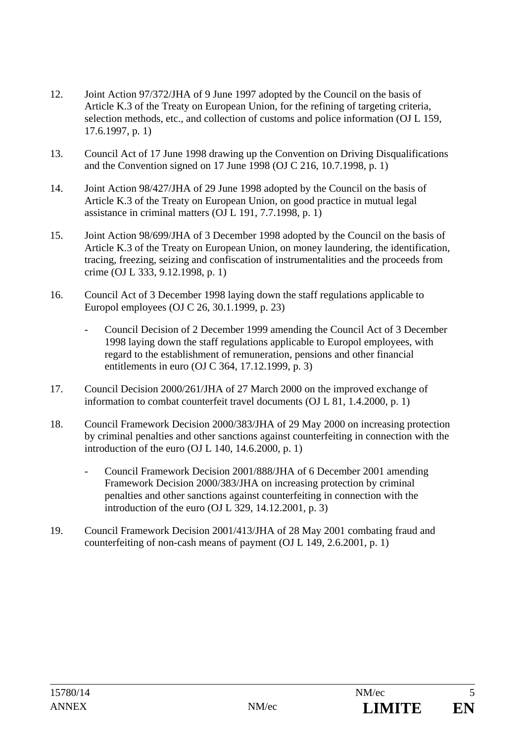12. Joint Action 97/372/JHA of 9 June 1997 adopted by the Council on the basis of Article K.3 of the Treaty on European Union, for the refining of targeting criteria, selection methods, etc., and collection of customs and police information (OJ L 159, 17.6.1997, p. 1)

13. Council Act of 17 June 1998 drawing up the Convention on Driving Disqualifications and the Convention signed on 17 June 1998 (OJ C 216, 10.7.1998, p. 1)

14. Joint Action 98/427/JHA of 29 June 1998 adopted by the Council on the basis of Article K.3 of the Treaty on European Union, on good practice in mutual legal assistance in criminal matters (OJ L 191, 7.7.1998, p. 1)

15. Joint Action 98/699/JHA of 3 December 1998 adopted by the Council on the basis of Article K.3 of the Treaty on European Union, on money laundering, the identification, tracing, freezing, seizing and confiscation of instrumentalities and the proceeds from crime (OJ L 333, 9.12.1998, p. 1)

16. Council Act of 3 December 1998 laying down the staff regulations applicable to Europol employees (OJ C 26, 30.1.1999, p. 23)

    - Council Decision of 2 December 1999 amending the Council Act of 3 December 1998 laying down the staff regulations applicable to Europol employees, with regard to the establishment of remuneration, pensions and other financial entitlements in euro (OJ C 364, 17.12.1999, p. 3)

17. Council Decision 2000/261/JHA of 27 March 2000 on the improved exchange of information to combat counterfeit travel documents (OJ L 81, 1.4.2000, p. 1)

18. Council Framework Decision 2000/383/JHA of 29 May 2000 on increasing protection by criminal penalties and other sanctions against counterfeiting in connection with the introduction of the euro (OJ L 140, 14.6.2000, p. 1)

    - Council Framework Decision 2001/888/JHA of 6 December 2001 amending Framework Decision 2000/383/JHA on increasing protection by criminal penalties and other sanctions against counterfeiting in connection with the introduction of the euro (OJ L 329, 14.12.2001, p. 3)

19. Council Framework Decision 2001/413/JHA of 28 May 2001 combating fraud and counterfeiting of non-cash means of payment (OJ L 149, 2.6.2001, p. 1)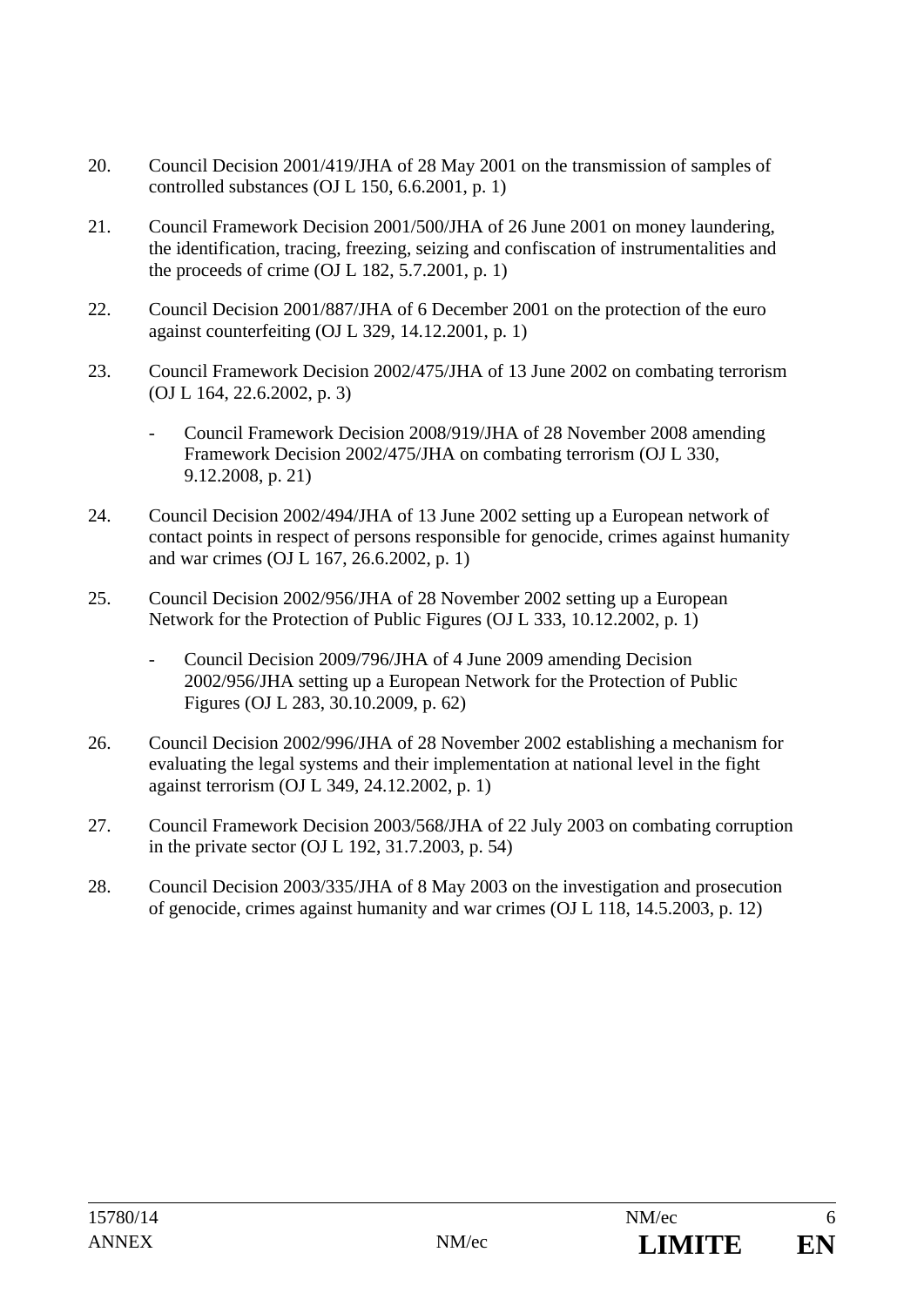20. Council Decision 2001/419/JHA of 28 May 2001 on the transmission of samples of controlled substances (OJ L 150, 6.6.2001, p. 1)

21. Council Framework Decision 2001/500/JHA of 26 June 2001 on money laundering, the identification, tracing, freezing, seizing and confiscation of instrumentalities and the proceeds of crime (OJ L 182, 5.7.2001, p. 1)

22. Council Decision 2001/887/JHA of 6 December 2001 on the protection of the euro against counterfeiting (OJ L 329, 14.12.2001, p. 1)

23. Council Framework Decision 2002/475/JHA of 13 June 2002 on combating terrorism (OJ L 164, 22.6.2002, p. 3)

    - Council Framework Decision 2008/919/JHA of 28 November 2008 amending Framework Decision 2002/475/JHA on combating terrorism (OJ L 330, 9.12.2008, p. 21)

24. Council Decision 2002/494/JHA of 13 June 2002 setting up a European network of contact points in respect of persons responsible for genocide, crimes against humanity and war crimes (OJ L 167, 26.6.2002, p. 1)

25. Council Decision 2002/956/JHA of 28 November 2002 setting up a European Network for the Protection of Public Figures (OJ L 333, 10.12.2002, p. 1)

    - Council Decision 2009/796/JHA of 4 June 2009 amending Decision 2002/956/JHA setting up a European Network for the Protection of Public Figures (OJ L 283, 30.10.2009, p. 62)

26. Council Decision 2002/996/JHA of 28 November 2002 establishing a mechanism for evaluating the legal systems and their implementation at national level in the fight against terrorism (OJ L 349, 24.12.2002, p. 1)

27. Council Framework Decision 2003/568/JHA of 22 July 2003 on combating corruption in the private sector (OJ L 192, 31.7.2003, p. 54)

28. Council Decision 2003/335/JHA of 8 May 2003 on the investigation and prosecution of genocide, crimes against humanity and war crimes (OJ L 118, 14.5.2003, p. 12)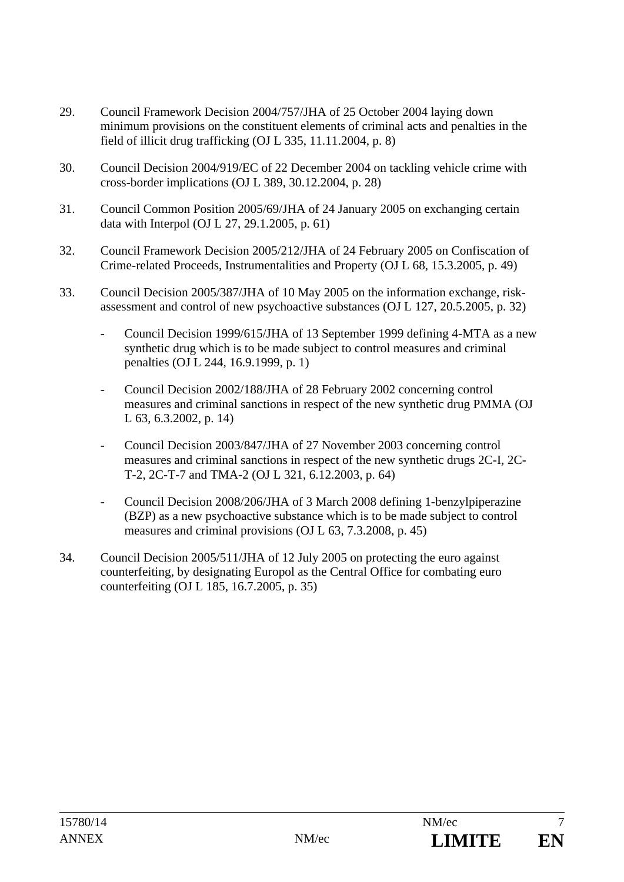29. Council Framework Decision 2004/757/JHA of 25 October 2004 laying down minimum provisions on the constituent elements of criminal acts and penalties in the field of illicit drug trafficking (OJ L 335, 11.11.2004, p. 8)

30. Council Decision 2004/919/EC of 22 December 2004 on tackling vehicle crime with cross-border implications (OJ L 389, 30.12.2004, p. 28)

31. Council Common Position 2005/69/JHA of 24 January 2005 on exchanging certain data with Interpol (OJ L 27, 29.1.2005, p. 61)

32. Council Framework Decision 2005/212/JHA of 24 February 2005 on Confiscation of Crime-related Proceeds, Instrumentalities and Property (OJ L 68, 15.3.2005, p. 49)

33. Council Decision 2005/387/JHA of 10 May 2005 on the information exchange, risk-assessment and control of new psychoactive substances (OJ L 127, 20.5.2005, p. 32)

    - Council Decision 1999/615/JHA of 13 September 1999 defining 4-MTA as a new synthetic drug which is to be made subject to control measures and criminal penalties (OJ L 244, 16.9.1999, p. 1)

    - Council Decision 2002/188/JHA of 28 February 2002 concerning control measures and criminal sanctions in respect of the new synthetic drug PMMA (OJ L 63, 6.3.2002, p. 14)

    - Council Decision 2003/847/JHA of 27 November 2003 concerning control measures and criminal sanctions in respect of the new synthetic drugs 2C-I, 2C-T-2, 2C-T-7 and TMA-2 (OJ L 321, 6.12.2003, p. 64)

    - Council Decision 2008/206/JHA of 3 March 2008 defining 1-benzylpiperazine (BZP) as a new psychoactive substance which is to be made subject to control measures and criminal provisions (OJ L 63, 7.3.2008, p. 45)

34. Council Decision 2005/511/JHA of 12 July 2005 on protecting the euro against counterfeiting, by designating Europol as the Central Office for combating euro counterfeiting (OJ L 185, 16.7.2005, p. 35)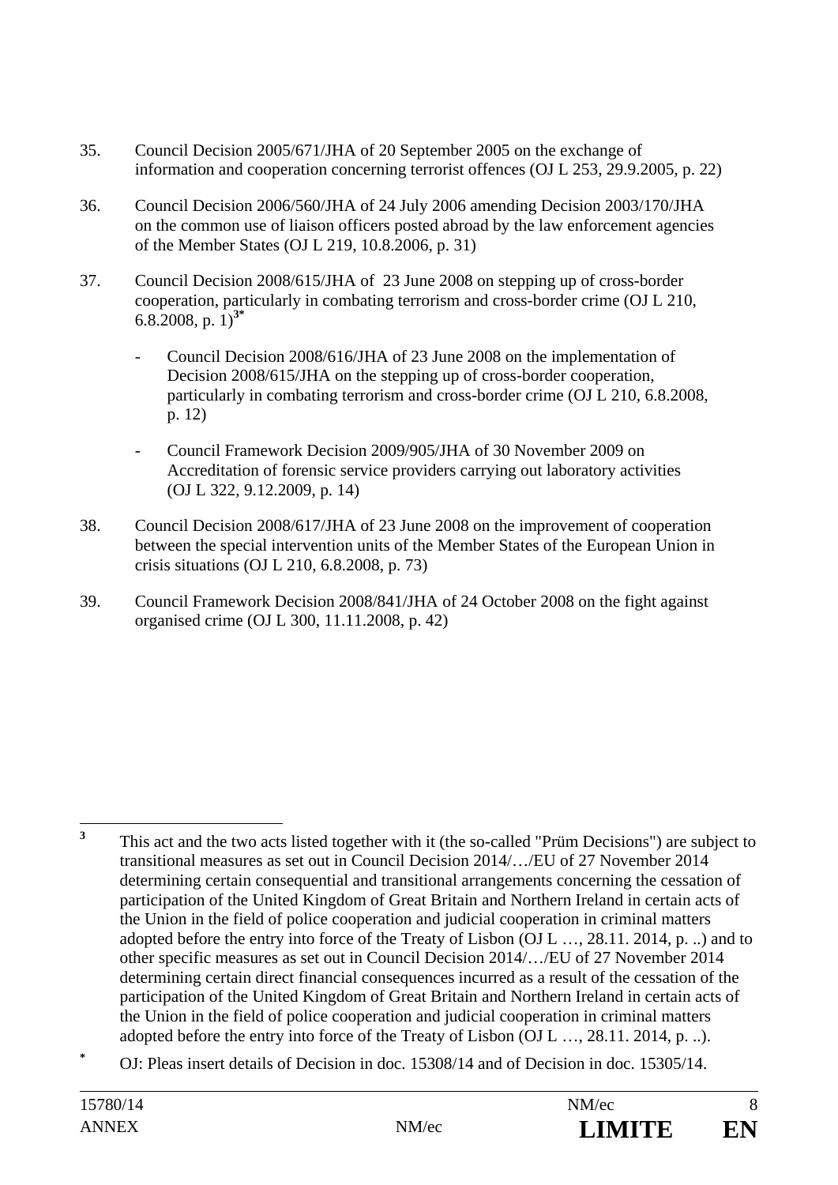35. Council Decision 2005/671/JHA of 20 September 2005 on the exchange of information and cooperation concerning terrorist offences (OJ L 253, 29.9.2005, p. 22)

36. Council Decision 2006/560/JHA of 24 July 2006 amending Decision 2003/170/JHA on the common use of liaison officers posted abroad by the law enforcement agencies of the Member States (OJ L 219, 10.8.2006, p. 31)

37. Council Decision 2008/615/JHA of 23 June 2008 on stepping up of cross-border cooperation, particularly in combating terrorism and cross-border crime (OJ L 210, 6.8.2008, p. 1)[3*]

    - Council Decision 2008/616/JHA of 23 June 2008 on the implementation of Decision 2008/615/JHA on the stepping up of cross-border cooperation, particularly in combating terrorism and cross-border crime (OJ L 210, 6.8.2008, p. 12)

    - Council Framework Decision 2009/905/JHA of 30 November 2009 on Accreditation of forensic service providers carrying out laboratory activities (OJ L 322, 9.12.2009, p. 14)

38. Council Decision 2008/617/JHA of 23 June 2008 on the improvement of cooperation between the special intervention units of the Member States of the European Union in crisis situations (OJ L 210, 6.8.2008, p. 73)

39. Council Framework Decision 2008/841/JHA of 24 October 2008 on the fight against organised crime (OJ L 300, 11.11.2008, p. 42)

---

[3] This act and the two acts listed together with it (the so-called "Prüm Decisions") are subject to transitional measures as set out in Council Decision 2014/…/EU of 27 November 2014 determining certain consequential and transitional arrangements concerning the cessation of participation of the United Kingdom of Great Britain and Northern Ireland in certain acts of the Union in the field of police cooperation and judicial cooperation in criminal matters adopted before the entry into force of the Treaty of Lisbon (OJ L …, 28.11. 2014, p. ..) and to other specific measures as set out in Council Decision 2014/…/EU of 27 November 2014 determining certain direct financial consequences incurred as a result of the cessation of the participation of the United Kingdom of Great Britain and Northern Ireland in certain acts of the Union in the field of police cooperation and judicial cooperation in criminal matters adopted before the entry into force of the Treaty of Lisbon (OJ L …, 28.11. 2014, p. ..).

[*] OJ: Pleas insert details of Decision in doc. 15308/14 and of Decision in doc. 15305/14.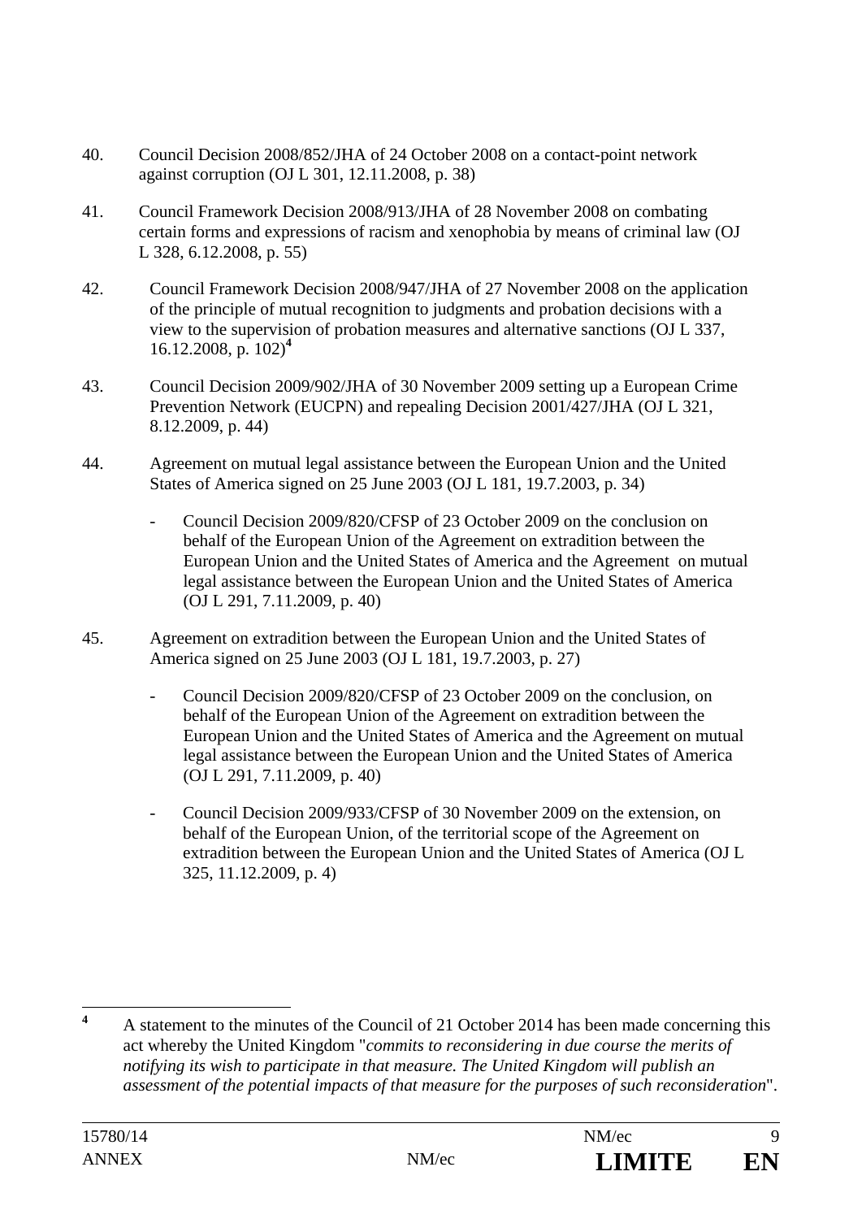40. Council Decision 2008/852/JHA of 24 October 2008 on a contact-point network against corruption (OJ L 301, 12.11.2008, p. 38)

41. Council Framework Decision 2008/913/JHA of 28 November 2008 on combating certain forms and expressions of racism and xenophobia by means of criminal law (OJ L 328, 6.12.2008, p. 55)

42. Council Framework Decision 2008/947/JHA of 27 November 2008 on the application of the principle of mutual recognition to judgments and probation decisions with a view to the supervision of probation measures and alternative sanctions (OJ L 337, 16.12.2008, p. 102)[4]

43. Council Decision 2009/902/JHA of 30 November 2009 setting up a European Crime Prevention Network (EUCPN) and repealing Decision 2001/427/JHA (OJ L 321, 8.12.2009, p. 44)

44. Agreement on mutual legal assistance between the European Union and the United States of America signed on 25 June 2003 (OJ L 181, 19.7.2003, p. 34)

    - Council Decision 2009/820/CFSP of 23 October 2009 on the conclusion on behalf of the European Union of the Agreement on extradition between the European Union and the United States of America and the Agreement on mutual legal assistance between the European Union and the United States of America (OJ L 291, 7.11.2009, p. 40)

45. Agreement on extradition between the European Union and the United States of America signed on 25 June 2003 (OJ L 181, 19.7.2003, p. 27)

    - Council Decision 2009/820/CFSP of 23 October 2009 on the conclusion, on behalf of the European Union of the Agreement on extradition between the European Union and the United States of America and the Agreement on mutual legal assistance between the European Union and the United States of America (OJ L 291, 7.11.2009, p. 40)

    - Council Decision 2009/933/CFSP of 30 November 2009 on the extension, on behalf of the European Union, of the territorial scope of the Agreement on extradition between the European Union and the United States of America (OJ L 325, 11.12.2009, p. 4)

---

[4] A statement to the minutes of the Council of 21 October 2014 has been made concerning this act whereby the United Kingdom "*commits to reconsidering in due course the merits of notifying its wish to participate in that measure. The United Kingdom will publish an assessment of the potential impacts of that measure for the purposes of such reconsideration*".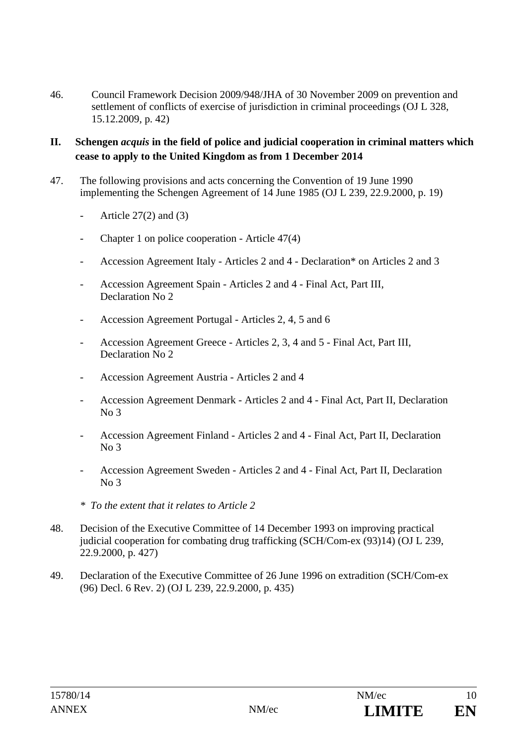46. Council Framework Decision 2009/948/JHA of 30 November 2009 on prevention and settlement of conflicts of exercise of jurisdiction in criminal proceedings (OJ L 328, 15.12.2009, p. 42)

## II. Schengen *acquis* in the field of police and judicial cooperation in criminal matters which cease to apply to the United Kingdom as from 1 December 2014

47. The following provisions and acts concerning the Convention of 19 June 1990 implementing the Schengen Agreement of 14 June 1985 (OJ L 239, 22.9.2000, p. 19)

    - Article 27(2) and (3)
    - Chapter 1 on police cooperation - Article 47(4)
    - Accession Agreement Italy - Articles 2 and 4 - Declaration* on Articles 2 and 3
    - Accession Agreement Spain - Articles 2 and 4 - Final Act, Part III, Declaration No 2
    - Accession Agreement Portugal - Articles 2, 4, 5 and 6
    - Accession Agreement Greece - Articles 2, 3, 4 and 5 - Final Act, Part III, Declaration No 2
    - Accession Agreement Austria - Articles 2 and 4
    - Accession Agreement Denmark - Articles 2 and 4 - Final Act, Part II, Declaration No 3
    - Accession Agreement Finland - Articles 2 and 4 - Final Act, Part II, Declaration No 3
    - Accession Agreement Sweden - Articles 2 and 4 - Final Act, Part II, Declaration No 3

    *\* To the extent that it relates to Article 2*

48. Decision of the Executive Committee of 14 December 1993 on improving practical judicial cooperation for combating drug trafficking (SCH/Com-ex (93)14) (OJ L 239, 22.9.2000, p. 427)

49. Declaration of the Executive Committee of 26 June 1996 on extradition (SCH/Com-ex (96) Decl. 6 Rev. 2) (OJ L 239, 22.9.2000, p. 435)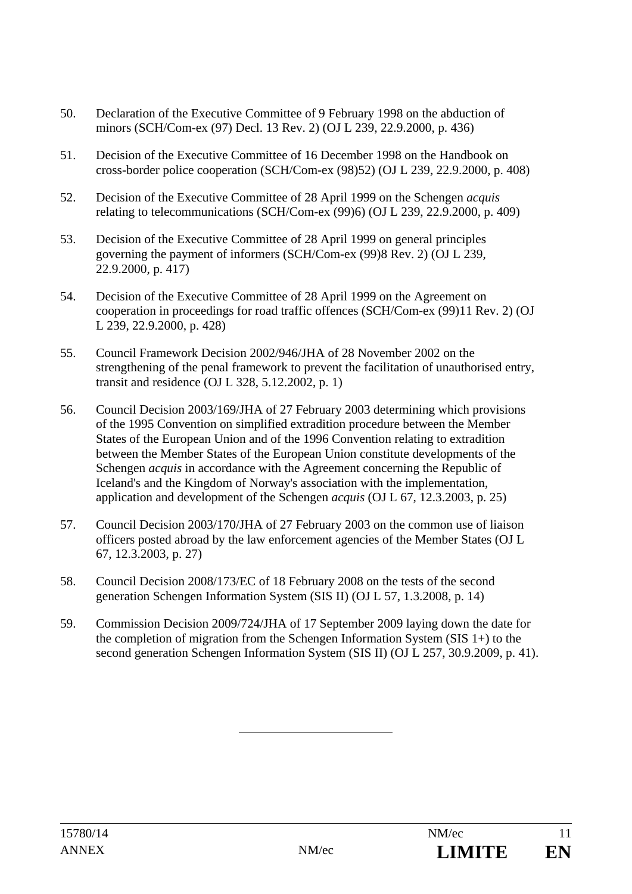50. Declaration of the Executive Committee of 9 February 1998 on the abduction of minors (SCH/Com-ex (97) Decl. 13 Rev. 2) (OJ L 239, 22.9.2000, p. 436)

51. Decision of the Executive Committee of 16 December 1998 on the Handbook on cross-border police cooperation (SCH/Com-ex (98)52) (OJ L 239, 22.9.2000, p. 408)

52. Decision of the Executive Committee of 28 April 1999 on the Schengen *acquis* relating to telecommunications (SCH/Com-ex (99)6) (OJ L 239, 22.9.2000, p. 409)

53. Decision of the Executive Committee of 28 April 1999 on general principles governing the payment of informers (SCH/Com-ex (99)8 Rev. 2) (OJ L 239, 22.9.2000, p. 417)

54. Decision of the Executive Committee of 28 April 1999 on the Agreement on cooperation in proceedings for road traffic offences (SCH/Com-ex (99)11 Rev. 2) (OJ L 239, 22.9.2000, p. 428)

55. Council Framework Decision 2002/946/JHA of 28 November 2002 on the strengthening of the penal framework to prevent the facilitation of unauthorised entry, transit and residence (OJ L 328, 5.12.2002, p. 1)

56. Council Decision 2003/169/JHA of 27 February 2003 determining which provisions of the 1995 Convention on simplified extradition procedure between the Member States of the European Union and of the 1996 Convention relating to extradition between the Member States of the European Union constitute developments of the Schengen *acquis* in accordance with the Agreement concerning the Republic of Iceland's and the Kingdom of Norway's association with the implementation, application and development of the Schengen *acquis* (OJ L 67, 12.3.2003, p. 25)

57. Council Decision 2003/170/JHA of 27 February 2003 on the common use of liaison officers posted abroad by the law enforcement agencies of the Member States (OJ L 67, 12.3.2003, p. 27)

58. Council Decision 2008/173/EC of 18 February 2008 on the tests of the second generation Schengen Information System (SIS II) (OJ L 57, 1.3.2008, p. 14)

59. Commission Decision 2009/724/JHA of 17 September 2009 laying down the date for the completion of migration from the Schengen Information System (SIS 1+) to the second generation Schengen Information System (SIS II) (OJ L 257, 30.9.2009, p. 41).